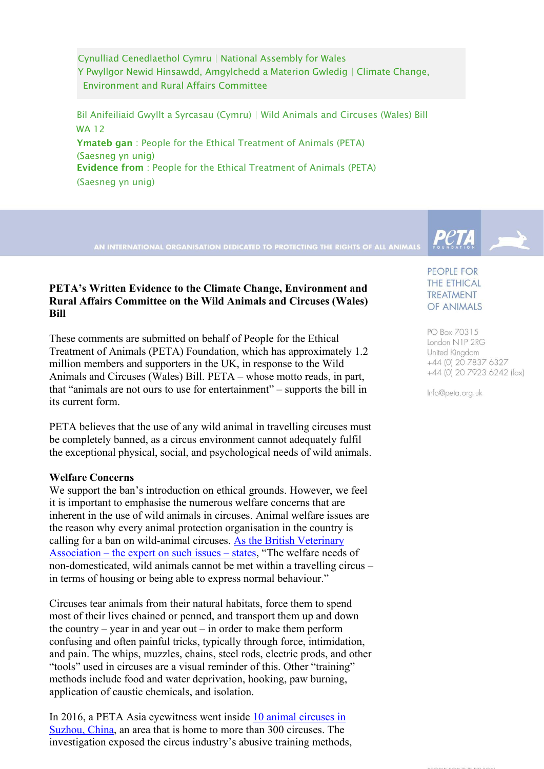Cynulliad Cenedlaethol Cymru | National Assembly for Wales
Y Pwyllgor Newid Hinsawdd, Amgylchedd a Materion Gwledig | Climate Change, Environment and Rural Affairs Committee

Bil Anifeiliaid Gwyllt a Syrcasau (Cymru) | Wild Animals and Circuses (Wales) Bill
WA 12
**Ymateb gan** : People for the Ethical Treatment of Animals (PETA)
(Saesneg yn unig)
**Evidence from** : People for the Ethical Treatment of Animals (PETA)
(Saesneg yn unig)

AN INTERNATIONAL ORGANISATION DEDICATED TO PROTECTING THE RIGHTS OF ALL ANIMALS

PETA FOUNDATION

PEOPLE FOR THE ETHICAL TREATMENT OF ANIMALS

PO Box 70315
London N1P 2RG
United Kingdom
+44 (0) 20 7837 6327
+44 (0) 20 7923 6242 (fax)

Info@peta.org.uk

**PETA's Written Evidence to the Climate Change, Environment and Rural Affairs Committee on the Wild Animals and Circuses (Wales) Bill**

These comments are submitted on behalf of People for the Ethical Treatment of Animals (PETA) Foundation, which has approximately 1.2 million members and supporters in the UK, in response to the Wild Animals and Circuses (Wales) Bill. PETA – whose motto reads, in part, that "animals are not ours to use for entertainment" – supports the bill in its current form.

PETA believes that the use of any wild animal in travelling circuses must be completely banned, as a circus environment cannot adequately fulfil the exceptional physical, social, and psychological needs of wild animals.

**Welfare Concerns**

We support the ban's introduction on ethical grounds. However, we feel it is important to emphasise the numerous welfare concerns that are inherent in the use of wild animals in circuses. Animal welfare issues are the reason why every animal protection organisation in the country is calling for a ban on wild-animal circuses. As the British Veterinary Association – the expert on such issues – states, "The welfare needs of non-domesticated, wild animals cannot be met within a travelling circus – in terms of housing or being able to express normal behaviour."

Circuses tear animals from their natural habitats, force them to spend most of their lives chained or penned, and transport them up and down the country – year in and year out – in order to make them perform confusing and often painful tricks, typically through force, intimidation, and pain. The whips, muzzles, chains, steel rods, electric prods, and other "tools" used in circuses are a visual reminder of this. Other "training" methods include food and water deprivation, hooking, paw burning, application of caustic chemicals, and isolation.

In 2016, a PETA Asia eyewitness went inside 10 animal circuses in Suzhou, China, an area that is home to more than 300 circuses. The investigation exposed the circus industry's abusive training methods,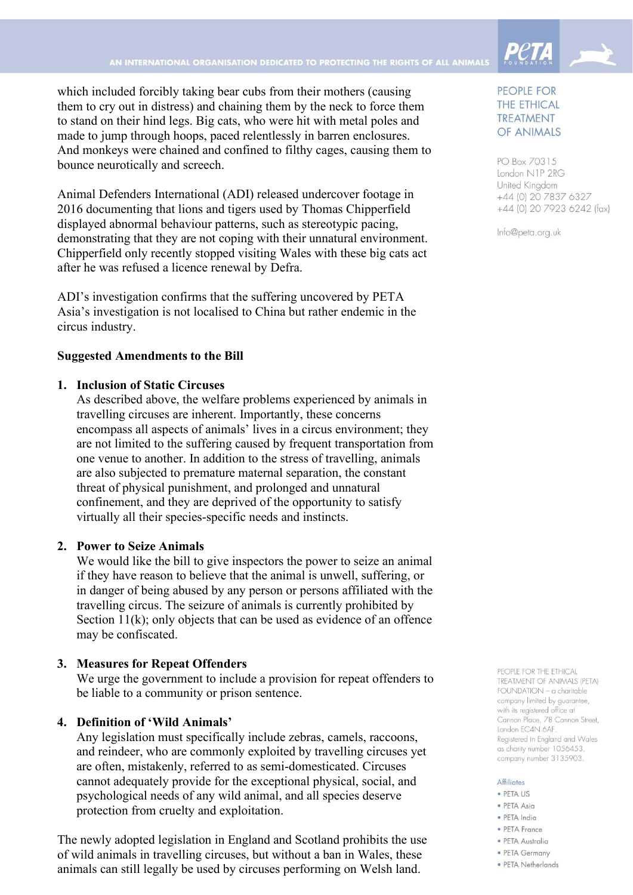which included forcibly taking bear cubs from their mothers (causing them to cry out in distress) and chaining them by the neck to force them to stand on their hind legs. Big cats, who were hit with metal poles and made to jump through hoops, paced relentlessly in barren enclosures. And monkeys were chained and confined to filthy cages, causing them to bounce neurotically and screech.

Animal Defenders International (ADI) released undercover footage in 2016 documenting that lions and tigers used by Thomas Chipperfield displayed abnormal behaviour patterns, such as stereotypic pacing, demonstrating that they are not coping with their unnatural environment. Chipperfield only recently stopped visiting Wales with these big cats act after he was refused a licence renewal by Defra.

ADI's investigation confirms that the suffering uncovered by PETA Asia's investigation is not localised to China but rather endemic in the circus industry.

**Suggested Amendments to the Bill**

1. **Inclusion of Static Circuses**
   As described above, the welfare problems experienced by animals in travelling circuses are inherent. Importantly, these concerns encompass all aspects of animals' lives in a circus environment; they are not limited to the suffering caused by frequent transportation from one venue to another. In addition to the stress of travelling, animals are also subjected to premature maternal separation, the constant threat of physical punishment, and prolonged and unnatural confinement, and they are deprived of the opportunity to satisfy virtually all their species-specific needs and instincts.

2. **Power to Seize Animals**
   We would like the bill to give inspectors the power to seize an animal if they have reason to believe that the animal is unwell, suffering, or in danger of being abused by any person or persons affiliated with the travelling circus. The seizure of animals is currently prohibited by Section 11(k); only objects that can be used as evidence of an offence may be confiscated.

3. **Measures for Repeat Offenders**
   We urge the government to include a provision for repeat offenders to be liable to a community or prison sentence.

4. **Definition of 'Wild Animals'**
   Any legislation must specifically include zebras, camels, raccoons, and reindeer, who are commonly exploited by travelling circuses yet are often, mistakenly, referred to as semi-domesticated. Circuses cannot adequately provide for the exceptional physical, social, and psychological needs of any wild animal, and all species deserve protection from cruelty and exploitation.

The newly adopted legislation in England and Scotland prohibits the use of wild animals in travelling circuses, but without a ban in Wales, these animals can still legally be used by circuses performing on Welsh land.

PEOPLE FOR THE ETHICAL TREATMENT OF ANIMALS

PO Box 70315
London N1P 2RG
United Kingdom
+44 (0) 20 7837 6327
+44 (0) 20 7923 6242 (fax)

Info@peta.org.uk

PEOPLE FOR THE ETHICAL TREATMENT OF ANIMALS (PETA) FOUNDATION – a charitable company limited by guarantee, with its registered office at Cannon Place, 78 Cannon Street, London EC4N 6AF. Registered in England and Wales as charity number 1056453, company number 3135903.

Affiliates
- PETA US
- PETA Asia
- PETA India
- PETA France
- PETA Australia
- PETA Germany
- PETA Netherlands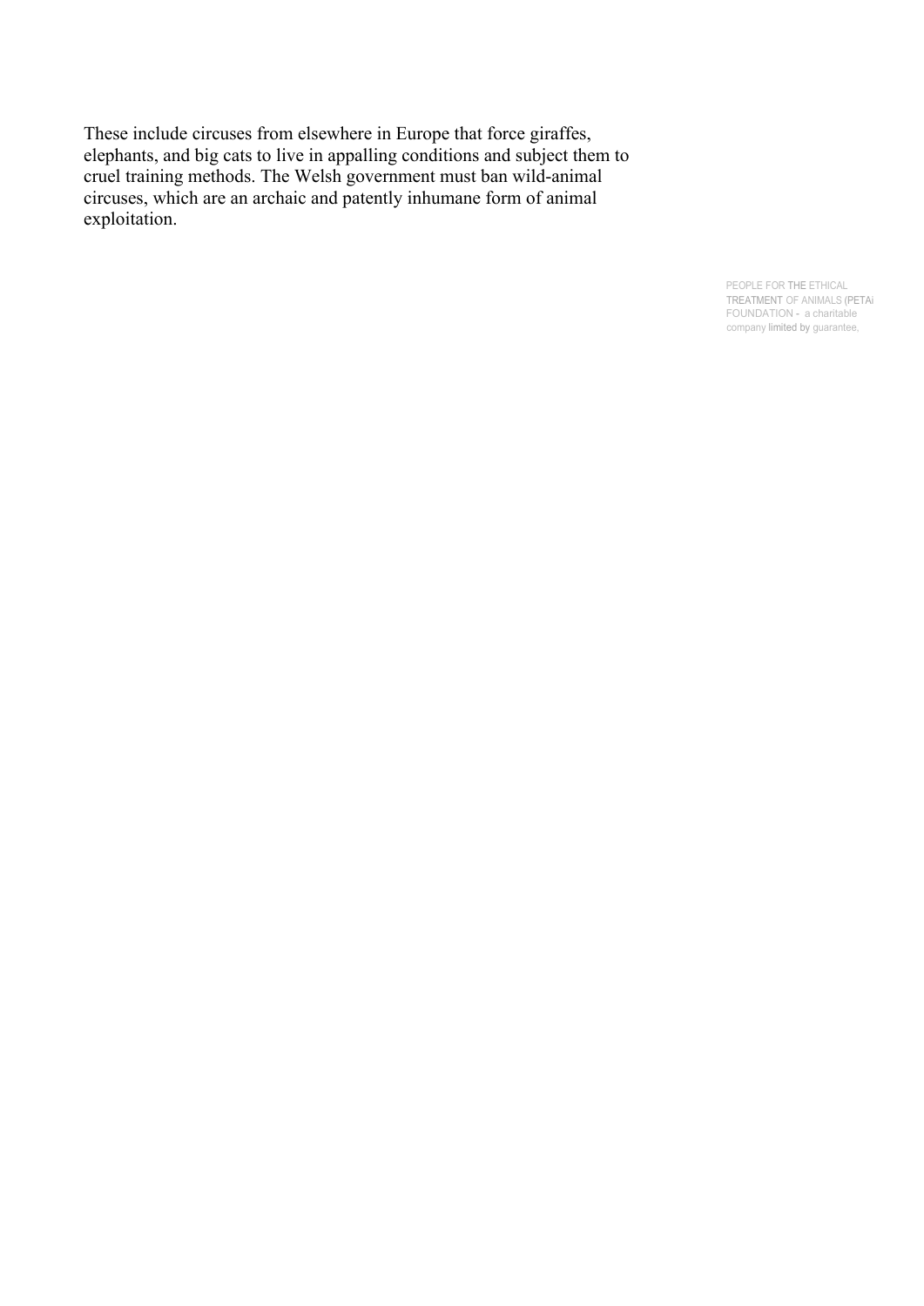These include circuses from elsewhere in Europe that force giraffes, elephants, and big cats to live in appalling conditions and subject them to cruel training methods. The Welsh government must ban wild-animal circuses, which are an archaic and patently inhumane form of animal exploitation.

PEOPLE FOR THE ETHICAL TREATMENT OF ANIMALS (PETA) FOUNDATION - a charitable company limited by guarantee,